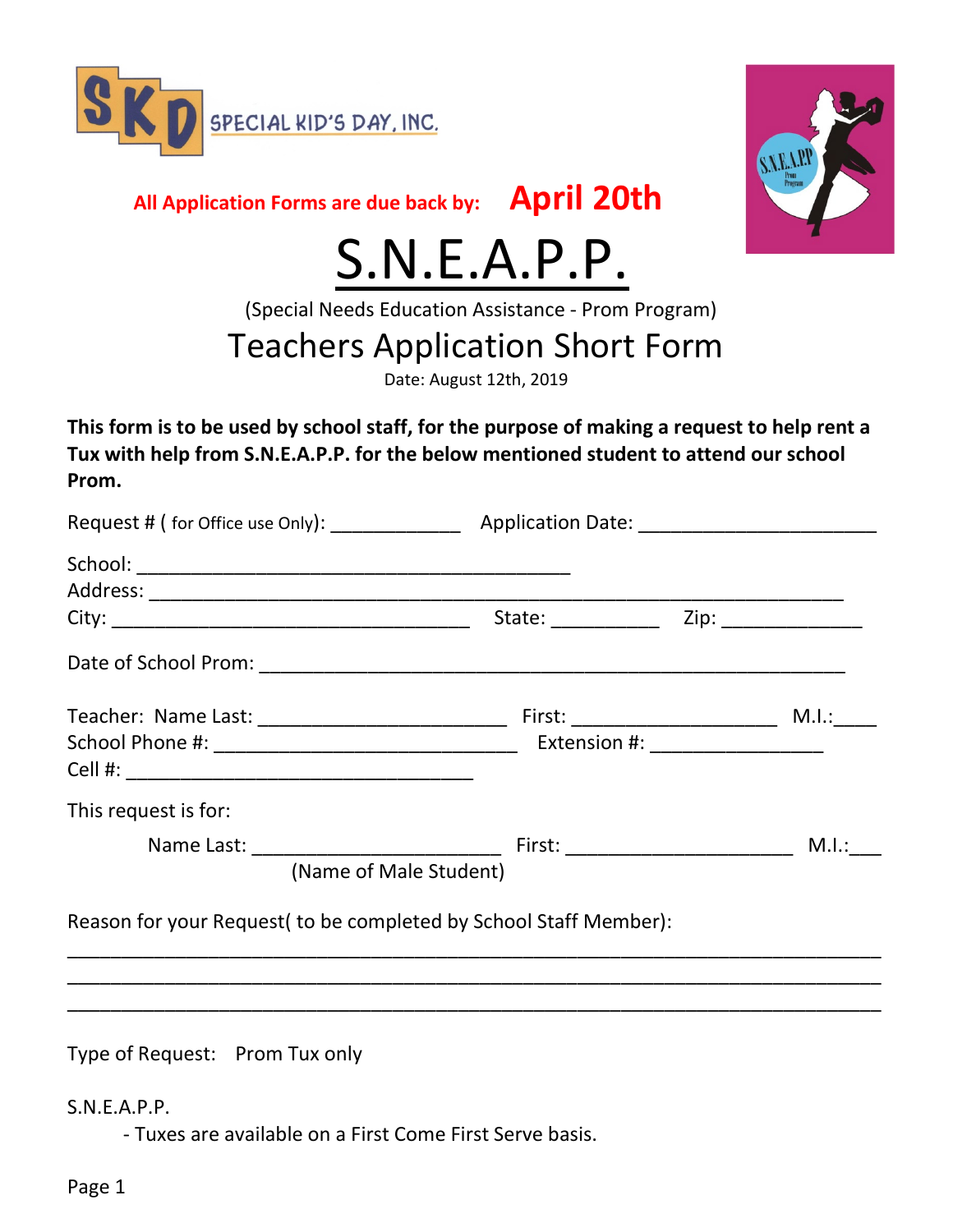SPECIAL KID'S DAY, INC.

All Application Forms are due back by: **April 20th**

# S.N.E.A.P.P.

(Special Needs Education Assistance - Prom Program)

## Teachers Application Short Form

Date: August 12th, 2019

**This form is to be used by school staff, for the purpose of making a request to help rent a Tux with help from S.N.E.A.P.P. for the below mentioned student to attend our school Prom.**

Request # ( for Office use Only): ____________ Application Date: ______________________

School: ________________________________________
Address: ________________________________________________________________
City: _________________________________ State: __________ Zip: _____________

Date of School Prom: ______________________________________________________

Teacher: Name Last: _______________________ First: ___________________ M.I.:____
School Phone #: ____________________________ Extension #: ________________
Cell #: ________________________________

This request is for:

Name Last: _______________________ First: _____________________ M.I.:___
(Name of Male Student)

Reason for your Request( to be completed by School Staff Member):

___________________________________________________________________________
___________________________________________________________________________
___________________________________________________________________________

Type of Request: Prom Tux only

S.N.E.A.P.P.

- Tuxes are available on a First Come First Serve basis.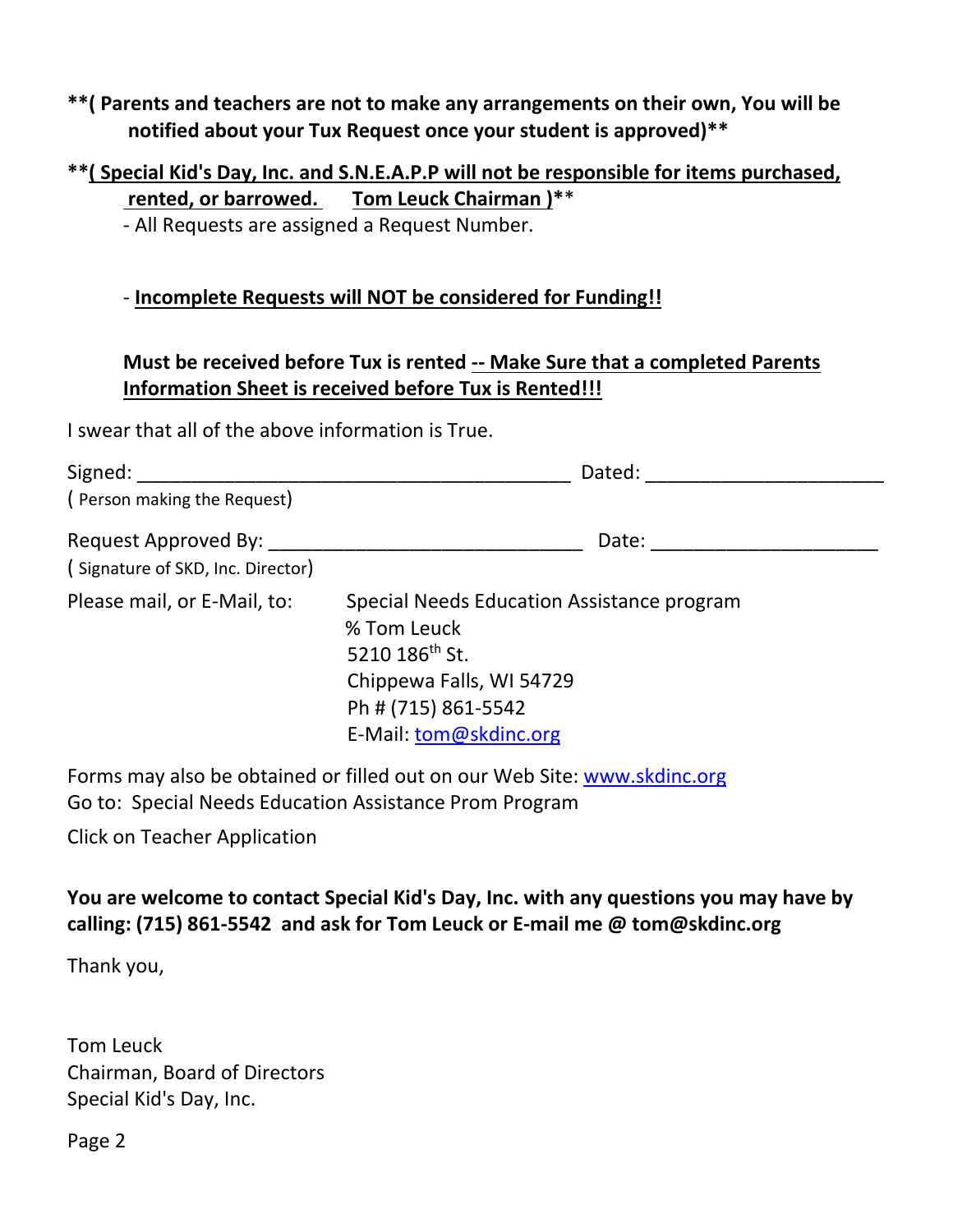**( Parents and teachers are not to make any arrangements on their own, You will be notified about your Tux Request once your student is approved)**

**( Special Kid's Day, Inc. and S.N.E.A.P.P will not be responsible for items purchased, rented, or barrowed. Tom Leuck Chairman )**

- All Requests are assigned a Request Number.

- **Incomplete Requests will NOT be considered for Funding!!**

**Must be received before Tux is rented -- Make Sure that a completed Parents Information Sheet is received before Tux is Rented!!!**

I swear that all of the above information is True.

Signed: ________________________________________ Dated: ______________________
( Person making the Request)

Request Approved By: _____________________________ Date: _____________________
( Signature of SKD, Inc. Director)

Please mail, or E-Mail, to:

Special Needs Education Assistance program
% Tom Leuck
5210 186th St.
Chippewa Falls, WI 54729
Ph # (715) 861-5542
E-Mail: tom@skdinc.org

Forms may also be obtained or filled out on our Web Site: www.skdinc.org
Go to: Special Needs Education Assistance Prom Program

Click on Teacher Application

**You are welcome to contact Special Kid's Day, Inc. with any questions you may have by calling: (715) 861-5542 and ask for Tom Leuck or E-mail me @ tom@skdinc.org**

Thank you,

Tom Leuck
Chairman, Board of Directors
Special Kid's Day, Inc.